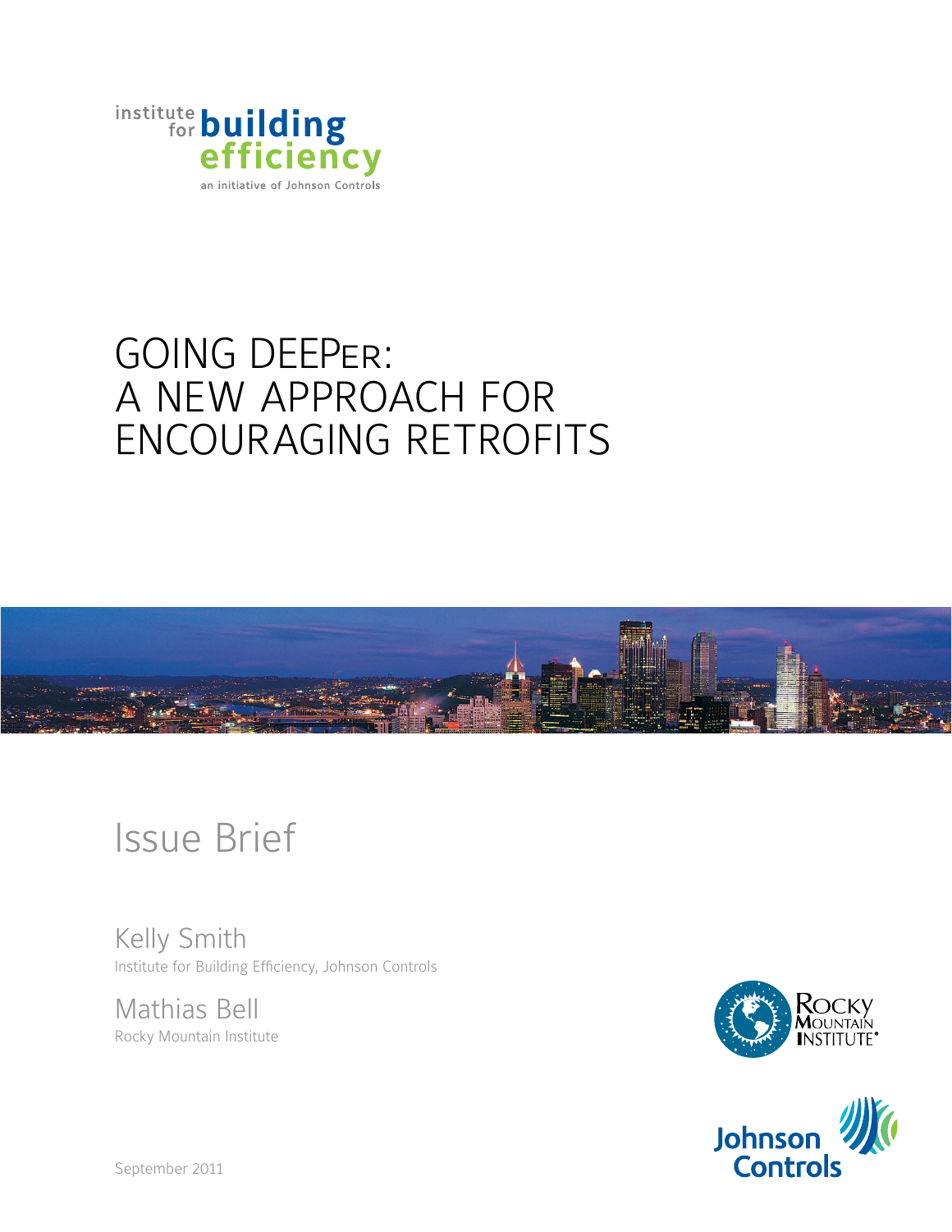institute for **building efficiency**

an initiative of Johnson Controls

# GOING DEEPer: A NEW APPROACH FOR ENCOURAGING RETROFITS

## Issue Brief

Kelly Smith
Institute for Building Efficiency, Johnson Controls

Mathias Bell
Rocky Mountain Institute

Rocky Mountain Institute®

Johnson Controls

September 2011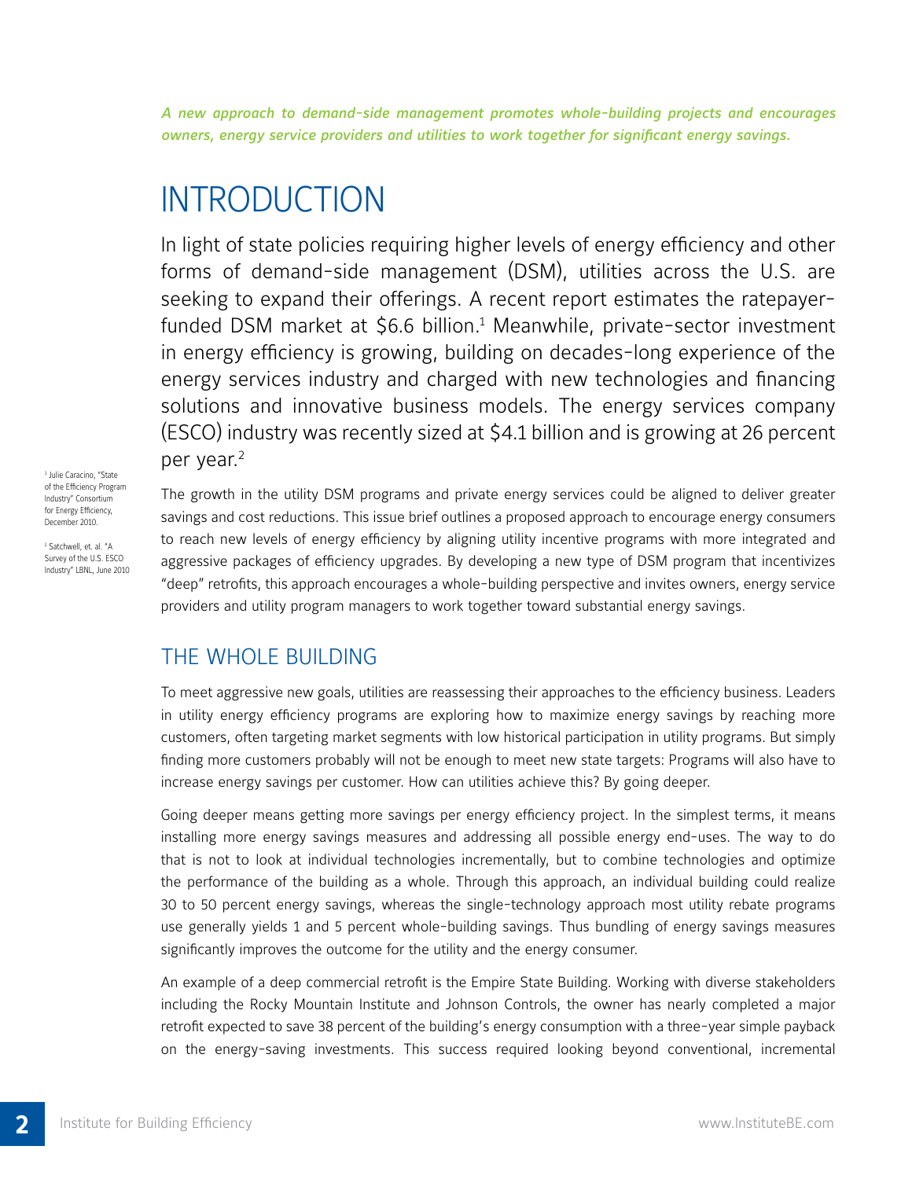*A new approach to demand-side management promotes whole-building projects and encourages owners, energy service providers and utilities to work together for significant energy savings.*

# INTRODUCTION

In light of state policies requiring higher levels of energy efficiency and other forms of demand-side management (DSM), utilities across the U.S. are seeking to expand their offerings. A recent report estimates the ratepayer-funded DSM market at $6.6 billion.[1] Meanwhile, private-sector investment in energy efficiency is growing, building on decades-long experience of the energy services industry and charged with new technologies and financing solutions and innovative business models. The energy services company (ESCO) industry was recently sized at $4.1 billion and is growing at 26 percent per year.[2]

The growth in the utility DSM programs and private energy services could be aligned to deliver greater savings and cost reductions. This issue brief outlines a proposed approach to encourage energy consumers to reach new levels of energy efficiency by aligning utility incentive programs with more integrated and aggressive packages of efficiency upgrades. By developing a new type of DSM program that incentivizes "deep" retrofits, this approach encourages a whole-building perspective and invites owners, energy service providers and utility program managers to work together toward substantial energy savings.

## THE WHOLE BUILDING

To meet aggressive new goals, utilities are reassessing their approaches to the efficiency business. Leaders in utility energy efficiency programs are exploring how to maximize energy savings by reaching more customers, often targeting market segments with low historical participation in utility programs. But simply finding more customers probably will not be enough to meet new state targets: Programs will also have to increase energy savings per customer. How can utilities achieve this? By going deeper.

Going deeper means getting more savings per energy efficiency project. In the simplest terms, it means installing more energy savings measures and addressing all possible energy end-uses. The way to do that is not to look at individual technologies incrementally, but to combine technologies and optimize the performance of the building as a whole. Through this approach, an individual building could realize 30 to 50 percent energy savings, whereas the single-technology approach most utility rebate programs use generally yields 1 and 5 percent whole-building savings. Thus bundling of energy savings measures significantly improves the outcome for the utility and the energy consumer.

An example of a deep commercial retrofit is the Empire State Building. Working with diverse stakeholders including the Rocky Mountain Institute and Johnson Controls, the owner has nearly completed a major retrofit expected to save 38 percent of the building's energy consumption with a three-year simple payback on the energy-saving investments. This success required looking beyond conventional, incremental

[1] Julie Caracino, "State of the Efficiency Program Industry" Consortium for Energy Efficiency, December 2010.

[2] Satchwell, et. al. "A Survey of the U.S. ESCO Industry" LBNL, June 2010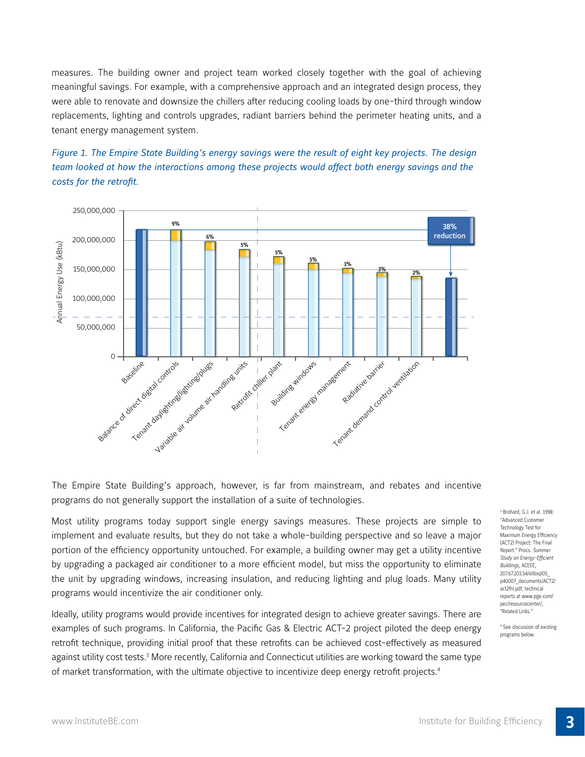measures. The building owner and project team worked closely together with the goal of achieving meaningful savings. For example, with a comprehensive approach and an integrated design process, they were able to renovate and downsize the chillers after reducing cooling loads by one-third through window replacements, lighting and controls upgrades, radiant barriers behind the perimeter heating units, and a tenant energy management system.

*Figure 1. The Empire State Building's energy savings were the result of eight key projects. The design team looked at how the interactions among these projects would affect both energy savings and the costs for the retrofit.*

The Empire State Building's approach, however, is far from mainstream, and rebates and incentive programs do not generally support the installation of a suite of technologies.

Most utility programs today support single energy savings measures. These projects are simple to implement and evaluate results, but they do not take a whole-building perspective and so leave a major portion of the efficiency opportunity untouched. For example, a building owner may get a utility incentive by upgrading a packaged air conditioner to a more efficient model, but miss the opportunity to eliminate the unit by upgrading windows, increasing insulation, and reducing lighting and plug loads. Many utility programs would incentivize the air conditioner only.

Ideally, utility programs would provide incentives for integrated design to achieve greater savings. There are examples of such programs. In California, the Pacific Gas & Electric ACT-2 project piloted the deep energy retrofit technique, providing initial proof that these retrofits can be achieved cost-effectively as measured against utility cost tests.[3] More recently, California and Connecticut utilities are working toward the same type of market transformation, with the ultimate objective to incentivize deep energy retrofit projects.[4]

[3] Brohard, G.J. et al. 1998: "Advanced Customer Technology Test for Maximum Energy Efficiency (ACT2) Project: The Final Report." Procs. *Summer Study on Energy-Efficient Buildings*, ACEEE, 207.67.203.54/elibsql05_p40007_documents/ACT2/act2fnl.pdf; technical reports at www.pge.com/pec/resourcecenter/, "Related Links."

[4] See discussion of existing programs below.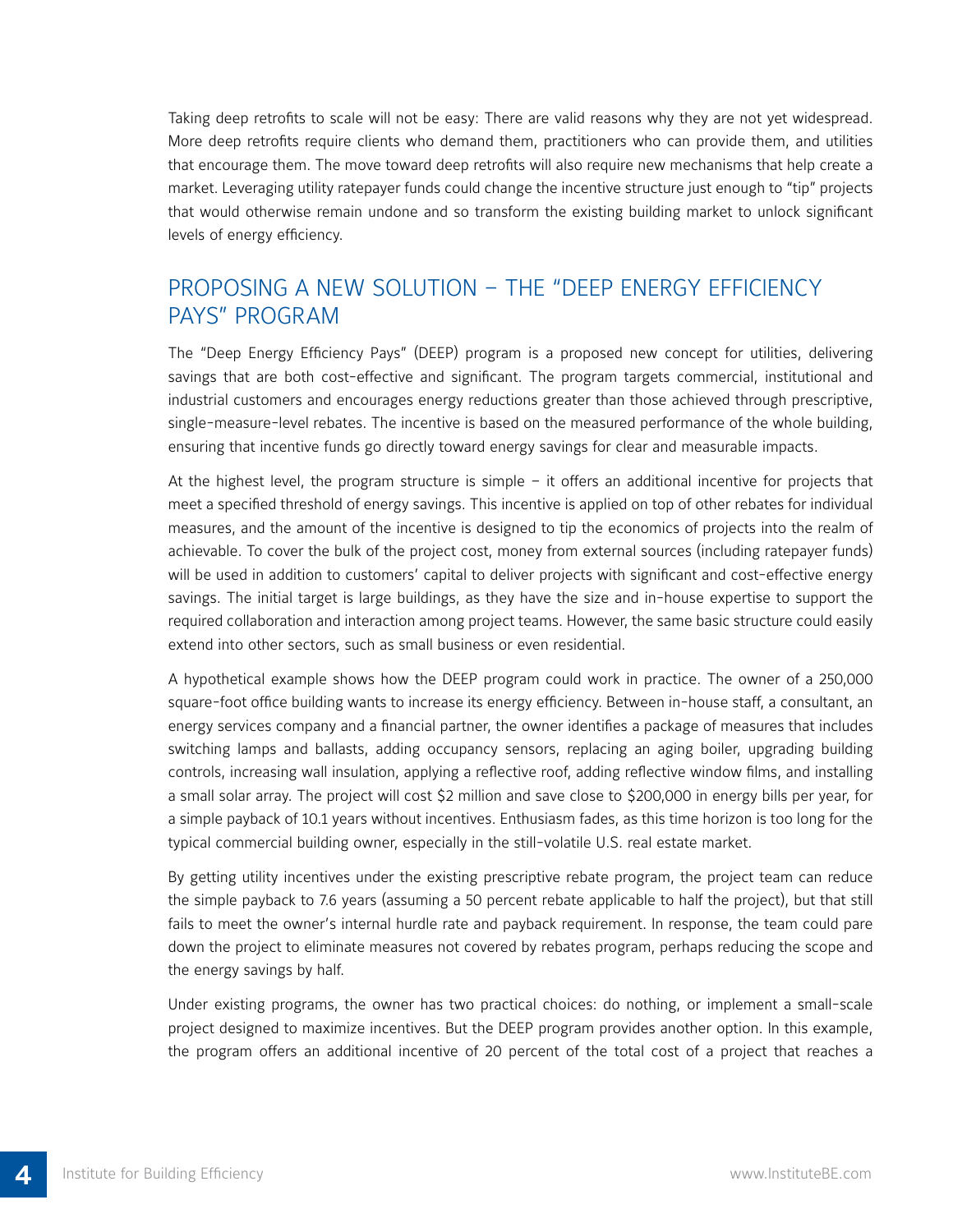Taking deep retrofits to scale will not be easy: There are valid reasons why they are not yet widespread. More deep retrofits require clients who demand them, practitioners who can provide them, and utilities that encourage them. The move toward deep retrofits will also require new mechanisms that help create a market. Leveraging utility ratepayer funds could change the incentive structure just enough to "tip" projects that would otherwise remain undone and so transform the existing building market to unlock significant levels of energy efficiency.

## PROPOSING A NEW SOLUTION – THE "DEEP ENERGY EFFICIENCY PAYS" PROGRAM

The "Deep Energy Efficiency Pays" (DEEP) program is a proposed new concept for utilities, delivering savings that are both cost-effective and significant. The program targets commercial, institutional and industrial customers and encourages energy reductions greater than those achieved through prescriptive, single-measure-level rebates. The incentive is based on the measured performance of the whole building, ensuring that incentive funds go directly toward energy savings for clear and measurable impacts.

At the highest level, the program structure is simple – it offers an additional incentive for projects that meet a specified threshold of energy savings. This incentive is applied on top of other rebates for individual measures, and the amount of the incentive is designed to tip the economics of projects into the realm of achievable. To cover the bulk of the project cost, money from external sources (including ratepayer funds) will be used in addition to customers' capital to deliver projects with significant and cost-effective energy savings. The initial target is large buildings, as they have the size and in-house expertise to support the required collaboration and interaction among project teams. However, the same basic structure could easily extend into other sectors, such as small business or even residential.

A hypothetical example shows how the DEEP program could work in practice. The owner of a 250,000 square-foot office building wants to increase its energy efficiency. Between in-house staff, a consultant, an energy services company and a financial partner, the owner identifies a package of measures that includes switching lamps and ballasts, adding occupancy sensors, replacing an aging boiler, upgrading building controls, increasing wall insulation, applying a reflective roof, adding reflective window films, and installing a small solar array. The project will cost $2 million and save close to $200,000 in energy bills per year, for a simple payback of 10.1 years without incentives. Enthusiasm fades, as this time horizon is too long for the typical commercial building owner, especially in the still-volatile U.S. real estate market.

By getting utility incentives under the existing prescriptive rebate program, the project team can reduce the simple payback to 7.6 years (assuming a 50 percent rebate applicable to half the project), but that still fails to meet the owner's internal hurdle rate and payback requirement. In response, the team could pare down the project to eliminate measures not covered by rebates program, perhaps reducing the scope and the energy savings by half.

Under existing programs, the owner has two practical choices: do nothing, or implement a small-scale project designed to maximize incentives. But the DEEP program provides another option. In this example, the program offers an additional incentive of 20 percent of the total cost of a project that reaches a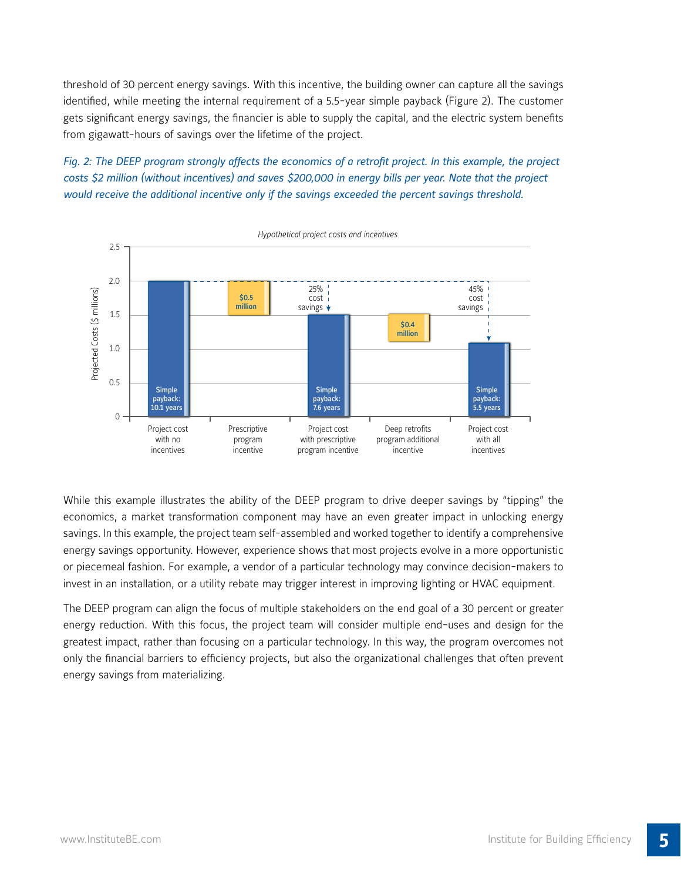threshold of 30 percent energy savings. With this incentive, the building owner can capture all the savings identified, while meeting the internal requirement of a 5.5-year simple payback (Figure 2). The customer gets significant energy savings, the financier is able to supply the capital, and the electric system benefits from gigawatt-hours of savings over the lifetime of the project.

*Fig. 2: The DEEP program strongly affects the economics of a retrofit project. In this example, the project costs $2 million (without incentives) and saves $200,000 in energy bills per year. Note that the project would receive the additional incentive only if the savings exceeded the percent savings threshold.*

*Hypothetical project costs and incentives*

| | Project cost with no incentives | Prescriptive program incentive | Project cost with prescriptive program incentive | Deep retrofits program additional incentive | Project cost with all incentives |
|---|---|---|---|---|---|
| Projected Costs ($ millions) | 2.0 | $0.5 million | 1.5 (25% cost savings) | $0.4 million | 1.1 (45% cost savings) |
| Simple payback | 10.1 years | | 7.6 years | | 5.5 years |

While this example illustrates the ability of the DEEP program to drive deeper savings by "tipping" the economics, a market transformation component may have an even greater impact in unlocking energy savings. In this example, the project team self-assembled and worked together to identify a comprehensive energy savings opportunity. However, experience shows that most projects evolve in a more opportunistic or piecemeal fashion. For example, a vendor of a particular technology may convince decision-makers to invest in an installation, or a utility rebate may trigger interest in improving lighting or HVAC equipment.

The DEEP program can align the focus of multiple stakeholders on the end goal of a 30 percent or greater energy reduction. With this focus, the project team will consider multiple end-uses and design for the greatest impact, rather than focusing on a particular technology. In this way, the program overcomes not only the financial barriers to efficiency projects, but also the organizational challenges that often prevent energy savings from materializing.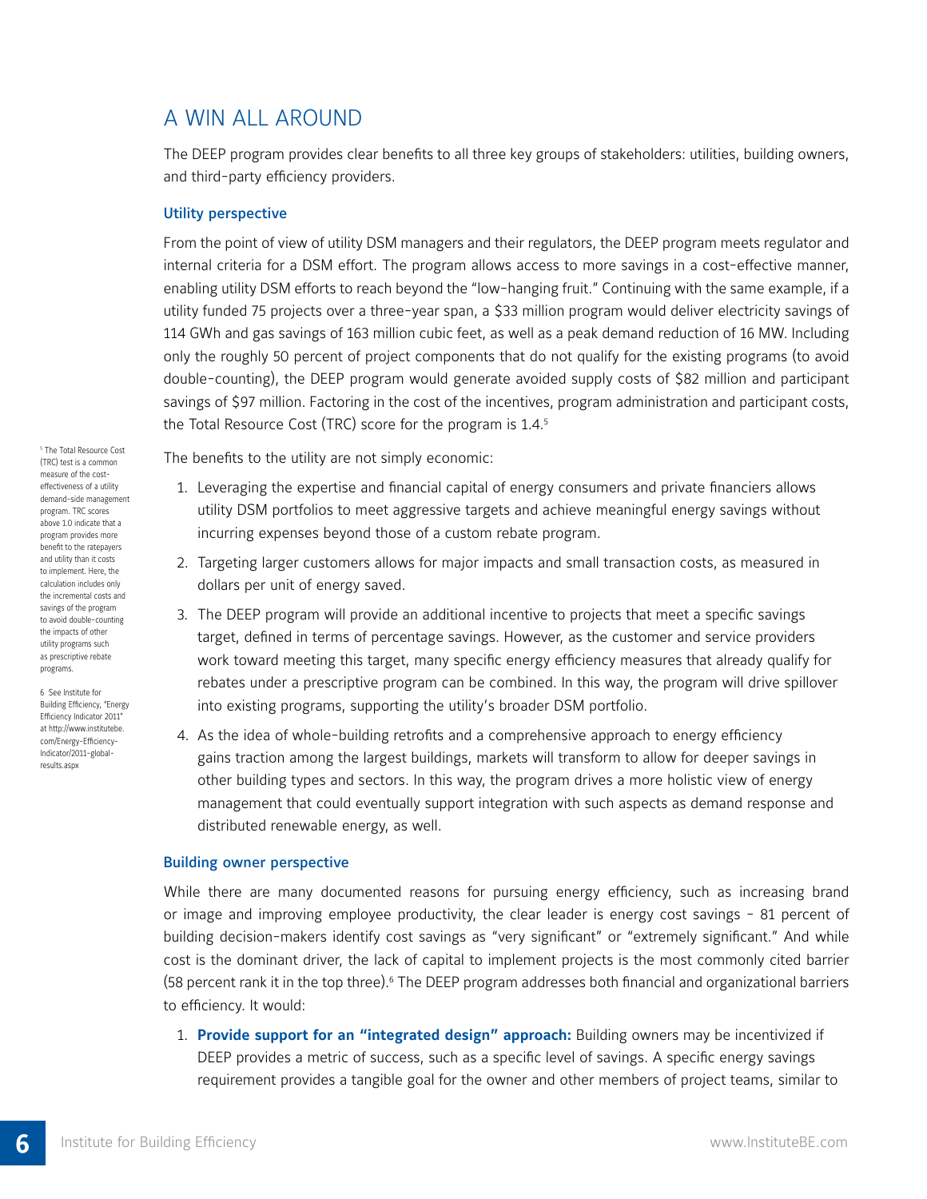## A WIN ALL AROUND

The DEEP program provides clear benefits to all three key groups of stakeholders: utilities, building owners, and third-party efficiency providers.

### Utility perspective

From the point of view of utility DSM managers and their regulators, the DEEP program meets regulator and internal criteria for a DSM effort. The program allows access to more savings in a cost-effective manner, enabling utility DSM efforts to reach beyond the "low-hanging fruit." Continuing with the same example, if a utility funded 75 projects over a three-year span, a $33 million program would deliver electricity savings of 114 GWh and gas savings of 163 million cubic feet, as well as a peak demand reduction of 16 MW. Including only the roughly 50 percent of project components that do not qualify for the existing programs (to avoid double-counting), the DEEP program would generate avoided supply costs of $82 million and participant savings of $97 million. Factoring in the cost of the incentives, program administration and participant costs, the Total Resource Cost (TRC) score for the program is 1.4.[5]

The benefits to the utility are not simply economic:

1. Leveraging the expertise and financial capital of energy consumers and private financiers allows utility DSM portfolios to meet aggressive targets and achieve meaningful energy savings without incurring expenses beyond those of a custom rebate program.
2. Targeting larger customers allows for major impacts and small transaction costs, as measured in dollars per unit of energy saved.
3. The DEEP program will provide an additional incentive to projects that meet a specific savings target, defined in terms of percentage savings. However, as the customer and service providers work toward meeting this target, many specific energy efficiency measures that already qualify for rebates under a prescriptive program can be combined. In this way, the program will drive spillover into existing programs, supporting the utility's broader DSM portfolio.
4. As the idea of whole-building retrofits and a comprehensive approach to energy efficiency gains traction among the largest buildings, markets will transform to allow for deeper savings in other building types and sectors. In this way, the program drives a more holistic view of energy management that could eventually support integration with such aspects as demand response and distributed renewable energy, as well.

### Building owner perspective

While there are many documented reasons for pursuing energy efficiency, such as increasing brand or image and improving employee productivity, the clear leader is energy cost savings – 81 percent of building decision-makers identify cost savings as "very significant" or "extremely significant." And while cost is the dominant driver, the lack of capital to implement projects is the most commonly cited barrier (58 percent rank it in the top three).[6] The DEEP program addresses both financial and organizational barriers to efficiency. It would:

1. **Provide support for an "integrated design" approach:** Building owners may be incentivized if DEEP provides a metric of success, such as a specific level of savings. A specific energy savings requirement provides a tangible goal for the owner and other members of project teams, similar to

---

[5] The Total Resource Cost (TRC) test is a common measure of the cost-effectiveness of a utility demand-side management program. TRC scores above 1.0 indicate that a program provides more benefit to the ratepayers and utility than it costs to implement. Here, the calculation includes only the incremental costs and savings of the program to avoid double-counting the impacts of other utility programs such as prescriptive rebate programs.

[6] See Institute for Building Efficiency, "Energy Efficiency Indicator 2011" at http://www.institutebe.com/Energy-Efficiency-Indicator/2011-global-results.aspx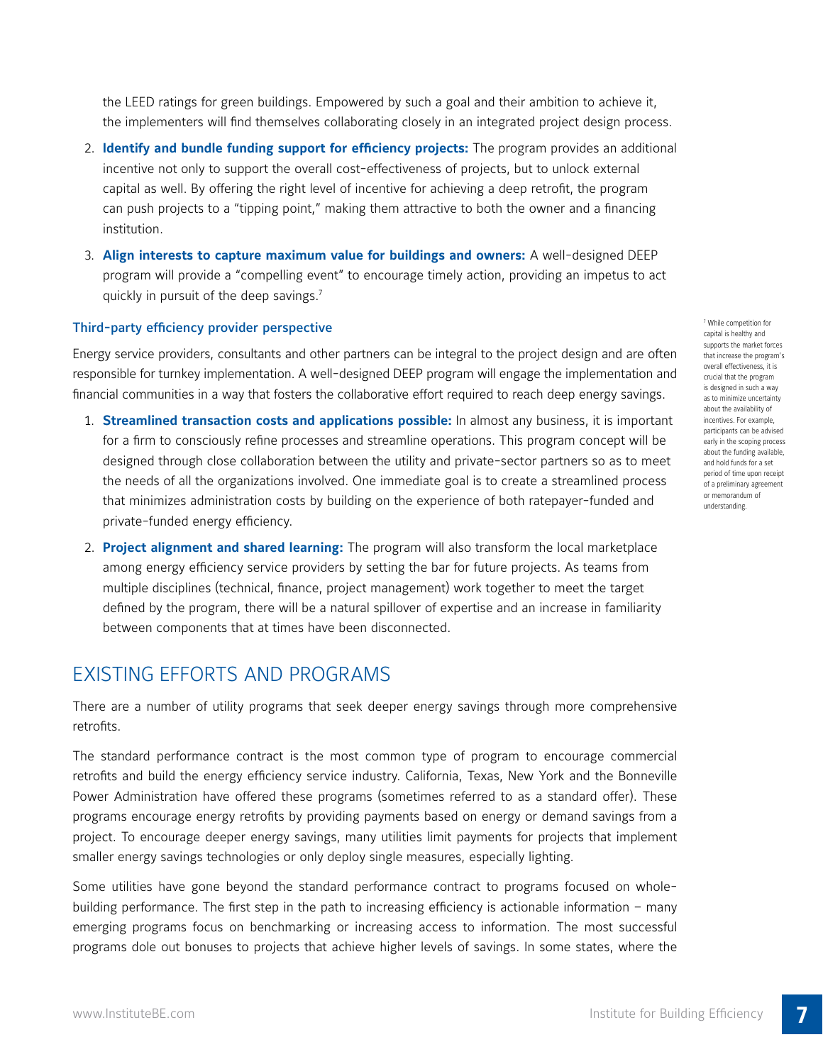the LEED ratings for green buildings. Empowered by such a goal and their ambition to achieve it, the implementers will find themselves collaborating closely in an integrated project design process.

2. **Identify and bundle funding support for efficiency projects:** The program provides an additional incentive not only to support the overall cost-effectiveness of projects, but to unlock external capital as well. By offering the right level of incentive for achieving a deep retrofit, the program can push projects to a "tipping point," making them attractive to both the owner and a financing institution.
3. **Align interests to capture maximum value for buildings and owners:** A well-designed DEEP program will provide a "compelling event" to encourage timely action, providing an impetus to act quickly in pursuit of the deep savings.[7]

### Third-party efficiency provider perspective

Energy service providers, consultants and other partners can be integral to the project design and are often responsible for turnkey implementation. A well-designed DEEP program will engage the implementation and financial communities in a way that fosters the collaborative effort required to reach deep energy savings.

1. **Streamlined transaction costs and applications possible:** In almost any business, it is important for a firm to consciously refine processes and streamline operations. This program concept will be designed through close collaboration between the utility and private-sector partners so as to meet the needs of all the organizations involved. One immediate goal is to create a streamlined process that minimizes administration costs by building on the experience of both ratepayer-funded and private-funded energy efficiency.
2. **Project alignment and shared learning:** The program will also transform the local marketplace among energy efficiency service providers by setting the bar for future projects. As teams from multiple disciplines (technical, finance, project management) work together to meet the target defined by the program, there will be a natural spillover of expertise and an increase in familiarity between components that at times have been disconnected.

## EXISTING EFFORTS AND PROGRAMS

There are a number of utility programs that seek deeper energy savings through more comprehensive retrofits.

The standard performance contract is the most common type of program to encourage commercial retrofits and build the energy efficiency service industry. California, Texas, New York and the Bonneville Power Administration have offered these programs (sometimes referred to as a standard offer). These programs encourage energy retrofits by providing payments based on energy or demand savings from a project. To encourage deeper energy savings, many utilities limit payments for projects that implement smaller energy savings technologies or only deploy single measures, especially lighting.

Some utilities have gone beyond the standard performance contract to programs focused on whole-building performance. The first step in the path to increasing efficiency is actionable information – many emerging programs focus on benchmarking or increasing access to information. The most successful programs dole out bonuses to projects that achieve higher levels of savings. In some states, where the

[7] While competition for capital is healthy and supports the market forces that increase the program's overall effectiveness, it is crucial that the program is designed in such a way as to minimize uncertainty about the availability of incentives. For example, participants can be advised early in the scoping process about the funding available, and hold funds for a set period of time upon receipt of a preliminary agreement or memorandum of understanding.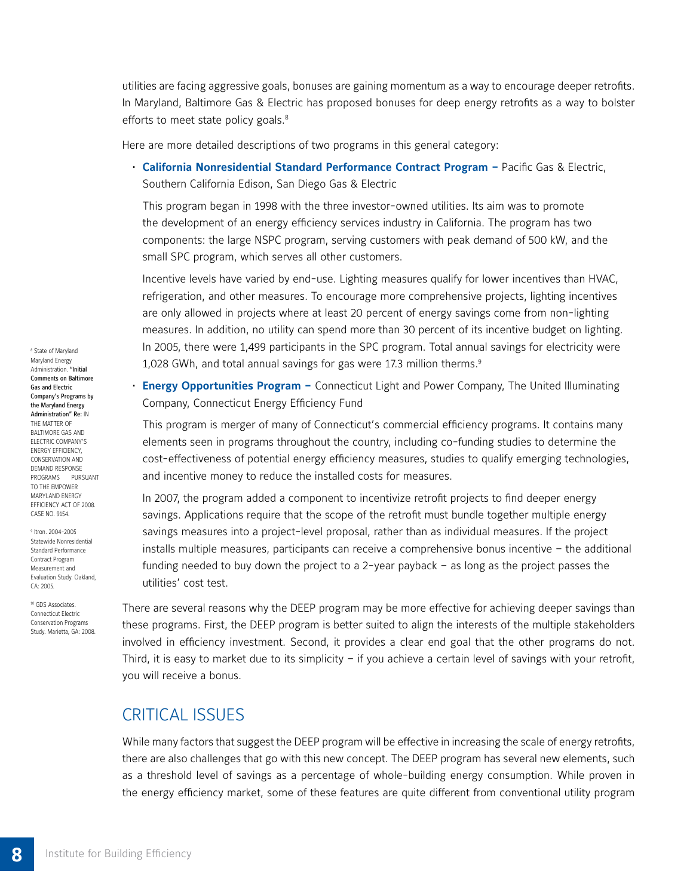utilities are facing aggressive goals, bonuses are gaining momentum as a way to encourage deeper retrofits. In Maryland, Baltimore Gas & Electric has proposed bonuses for deep energy retrofits as a way to bolster efforts to meet state policy goals.[8]

Here are more detailed descriptions of two programs in this general category:

- **California Nonresidential Standard Performance Contract Program –** Pacific Gas & Electric, Southern California Edison, San Diego Gas & Electric

  This program began in 1998 with the three investor-owned utilities. Its aim was to promote the development of an energy efficiency services industry in California. The program has two components: the large NSPC program, serving customers with peak demand of 500 kW, and the small SPC program, which serves all other customers.

  Incentive levels have varied by end-use. Lighting measures qualify for lower incentives than HVAC, refrigeration, and other measures. To encourage more comprehensive projects, lighting incentives are only allowed in projects where at least 20 percent of energy savings come from non-lighting measures. In addition, no utility can spend more than 30 percent of its incentive budget on lighting. In 2005, there were 1,499 participants in the SPC program. Total annual savings for electricity were 1,028 GWh, and total annual savings for gas were 17.3 million therms.[9]

- **Energy Opportunities Program –** Connecticut Light and Power Company, The United Illuminating Company, Connecticut Energy Efficiency Fund

  This program is merger of many of Connecticut's commercial efficiency programs. It contains many elements seen in programs throughout the country, including co-funding studies to determine the cost-effectiveness of potential energy efficiency measures, studies to qualify emerging technologies, and incentive money to reduce the installed costs for measures.

  In 2007, the program added a component to incentivize retrofit projects to find deeper energy savings. Applications require that the scope of the retrofit must bundle together multiple energy savings measures into a project-level proposal, rather than as individual measures. If the project installs multiple measures, participants can receive a comprehensive bonus incentive – the additional funding needed to buy down the project to a 2-year payback – as long as the project passes the utilities' cost test.

There are several reasons why the DEEP program may be more effective for achieving deeper savings than these programs. First, the DEEP program is better suited to align the interests of the multiple stakeholders involved in efficiency investment. Second, it provides a clear end goal that the other programs do not. Third, it is easy to market due to its simplicity – if you achieve a certain level of savings with your retrofit, you will receive a bonus.

## CRITICAL ISSUES

While many factors that suggest the DEEP program will be effective in increasing the scale of energy retrofits, there are also challenges that go with this new concept. The DEEP program has several new elements, such as a threshold level of savings as a percentage of whole-building energy consumption. While proven in the energy efficiency market, some of these features are quite different from conventional utility program

[8] State of Maryland Maryland Energy Administration. **"Initial Comments on Baltimore Gas and Electric Company's Programs by the Maryland Energy Administration" Re:** IN THE MATTER OF BALTIMORE GAS AND ELECTRIC COMPANY'S ENERGY EFFICIENCY, CONSERVATION AND DEMAND RESPONSE PROGRAMS PURSUANT TO THE EMPOWER MARYLAND ENERGY EFFICIENCY ACT OF 2008. CASE NO. 9154.

[9] Itron. 2004-2005 Statewide Nonresidential Standard Performance Contract Program Measurement and Evaluation Study. Oakland, CA: 2005.

[10] GDS Associates. Connecticut Electric Conservation Programs Study. Marietta, GA: 2008.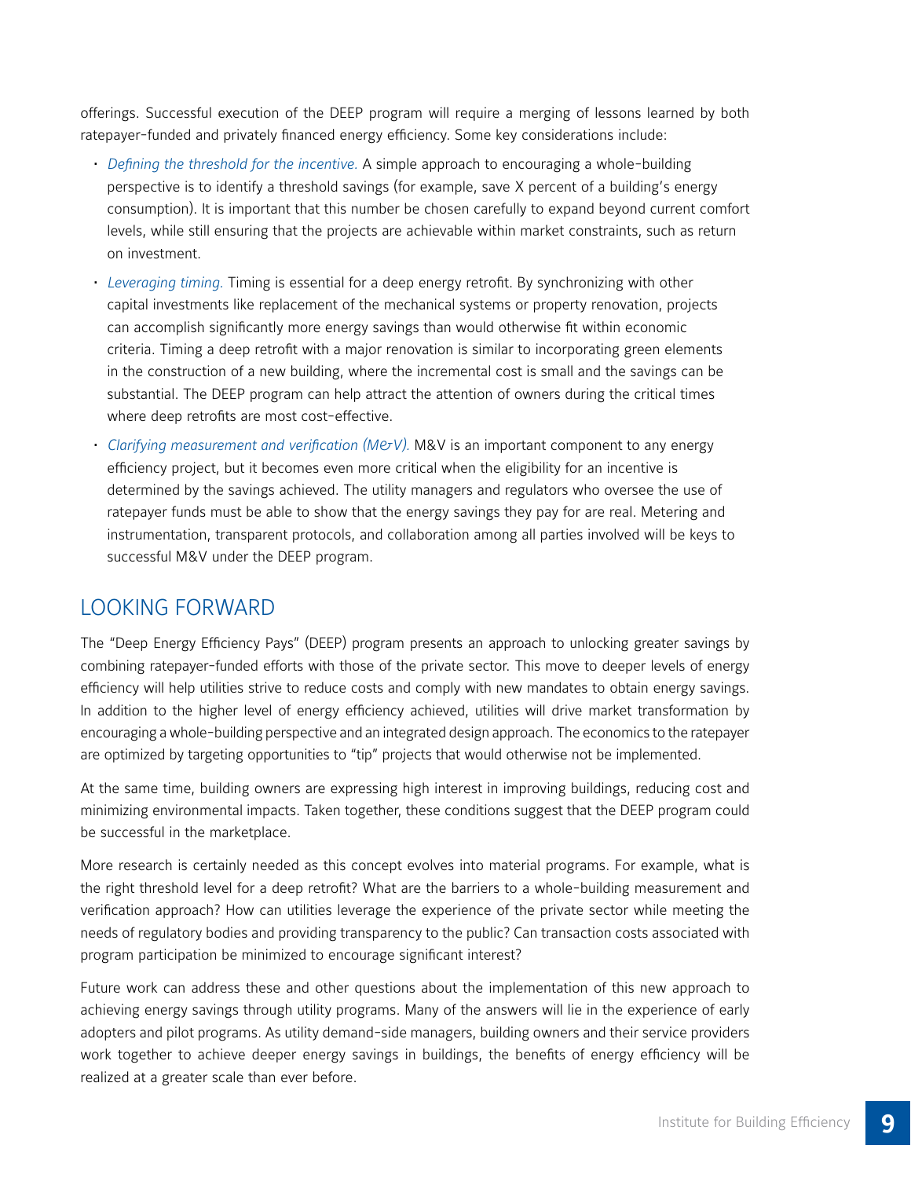offerings. Successful execution of the DEEP program will require a merging of lessons learned by both ratepayer-funded and privately financed energy efficiency. Some key considerations include:

- *Defining the threshold for the incentive.* A simple approach to encouraging a whole-building perspective is to identify a threshold savings (for example, save X percent of a building's energy consumption). It is important that this number be chosen carefully to expand beyond current comfort levels, while still ensuring that the projects are achievable within market constraints, such as return on investment.
- *Leveraging timing.* Timing is essential for a deep energy retrofit. By synchronizing with other capital investments like replacement of the mechanical systems or property renovation, projects can accomplish significantly more energy savings than would otherwise fit within economic criteria. Timing a deep retrofit with a major renovation is similar to incorporating green elements in the construction of a new building, where the incremental cost is small and the savings can be substantial. The DEEP program can help attract the attention of owners during the critical times where deep retrofits are most cost-effective.
- *Clarifying measurement and verification (M&V).* M&V is an important component to any energy efficiency project, but it becomes even more critical when the eligibility for an incentive is determined by the savings achieved. The utility managers and regulators who oversee the use of ratepayer funds must be able to show that the energy savings they pay for are real. Metering and instrumentation, transparent protocols, and collaboration among all parties involved will be keys to successful M&V under the DEEP program.

## LOOKING FORWARD

The "Deep Energy Efficiency Pays" (DEEP) program presents an approach to unlocking greater savings by combining ratepayer-funded efforts with those of the private sector. This move to deeper levels of energy efficiency will help utilities strive to reduce costs and comply with new mandates to obtain energy savings. In addition to the higher level of energy efficiency achieved, utilities will drive market transformation by encouraging a whole-building perspective and an integrated design approach. The economics to the ratepayer are optimized by targeting opportunities to "tip" projects that would otherwise not be implemented.

At the same time, building owners are expressing high interest in improving buildings, reducing cost and minimizing environmental impacts. Taken together, these conditions suggest that the DEEP program could be successful in the marketplace.

More research is certainly needed as this concept evolves into material programs. For example, what is the right threshold level for a deep retrofit? What are the barriers to a whole-building measurement and verification approach? How can utilities leverage the experience of the private sector while meeting the needs of regulatory bodies and providing transparency to the public? Can transaction costs associated with program participation be minimized to encourage significant interest?

Future work can address these and other questions about the implementation of this new approach to achieving energy savings through utility programs. Many of the answers will lie in the experience of early adopters and pilot programs. As utility demand-side managers, building owners and their service providers work together to achieve deeper energy savings in buildings, the benefits of energy efficiency will be realized at a greater scale than ever before.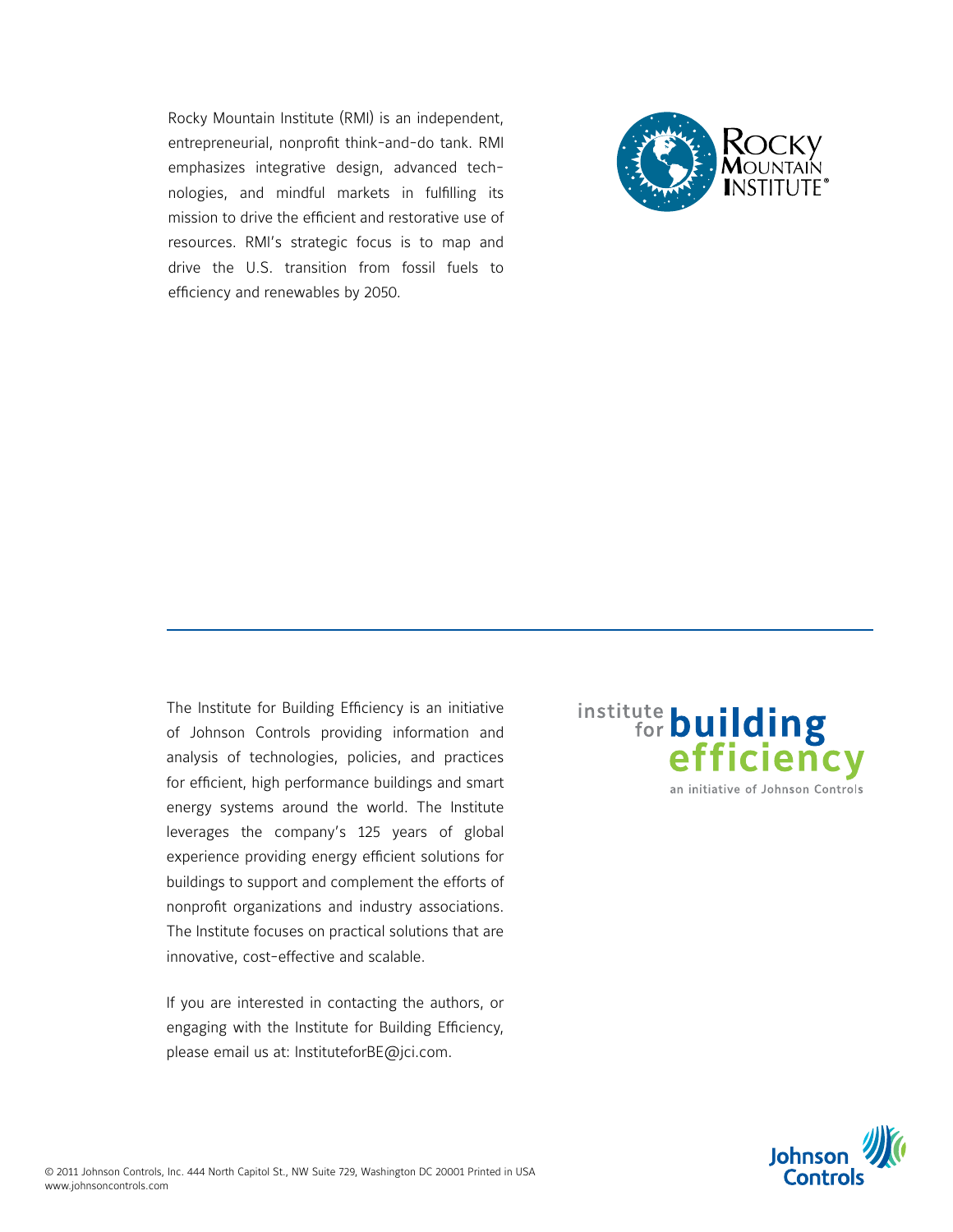Rocky Mountain Institute (RMI) is an independent, entrepreneurial, nonprofit think-and-do tank. RMI emphasizes integrative design, advanced technologies, and mindful markets in fulfilling its mission to drive the efficient and restorative use of resources. RMI's strategic focus is to map and drive the U.S. transition from fossil fuels to efficiency and renewables by 2050.

ROCKY MOUNTAIN INSTITUTE®

---

The Institute for Building Efficiency is an initiative of Johnson Controls providing information and analysis of technologies, policies, and practices for efficient, high performance buildings and smart energy systems around the world. The Institute leverages the company's 125 years of global experience providing energy efficient solutions for buildings to support and complement the efforts of nonprofit organizations and industry associations. The Institute focuses on practical solutions that are innovative, cost-effective and scalable.

If you are interested in contacting the authors, or engaging with the Institute for Building Efficiency, please email us at: InstituteforBE@jci.com.

institute for building efficiency

an initiative of Johnson Controls

© 2011 Johnson Controls, Inc. 444 North Capitol St., NW Suite 729, Washington DC 20001 Printed in USA
www.johnsoncontrols.com

Johnson Controls